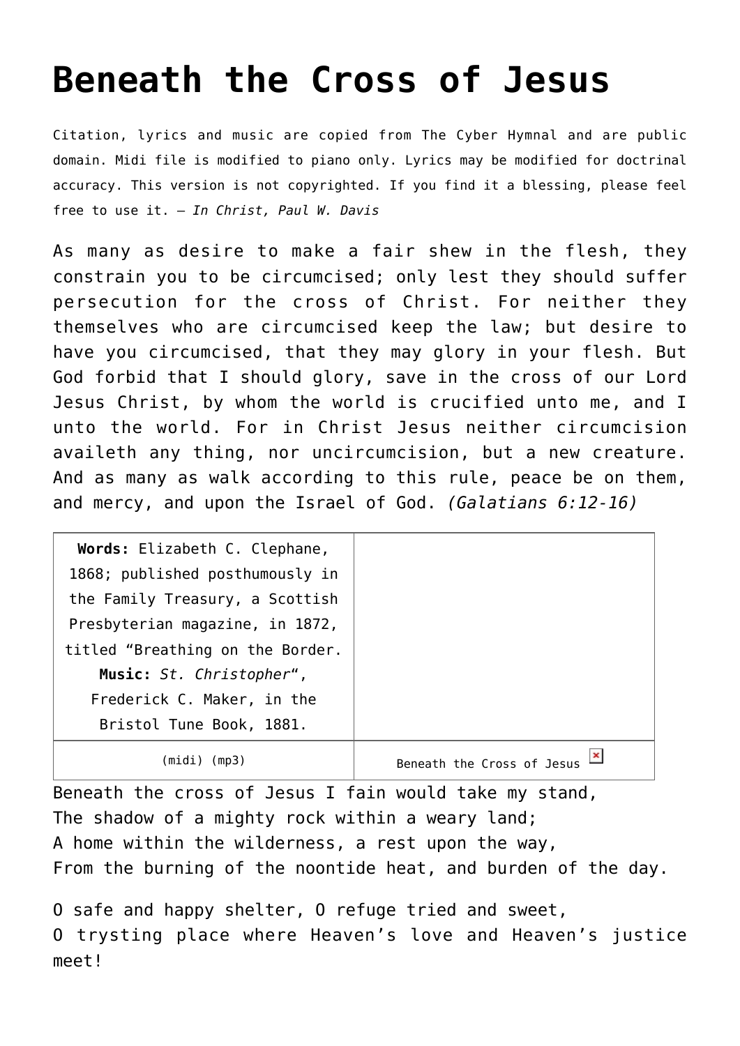# Beneath the Cross of Jesus

Citation, lyrics and music are copied from The Cyber Hymnal and are public domain. Midi file is modified to piano only. Lyrics may be modified for doctrinal accuracy. This version is not copyrighted. If you find it a blessing, please feel free to use it. — *In Christ, Paul W. Davis*

As many as desire to make a fair shew in the flesh, they constrain you to be circumcised; only lest they should suffer persecution for the cross of Christ. For neither they themselves who are circumcised keep the law; but desire to have you circumcised, that they may glory in your flesh. But God forbid that I should glory, save in the cross of our Lord Jesus Christ, by whom the world is crucified unto me, and I unto the world. For in Christ Jesus neither circumcision availeth any thing, nor uncircumcision, but a new creature. And as many as walk according to this rule, peace be on them, and mercy, and upon the Israel of God. *(Galatians 6:12-16)*

| **Words:** Elizabeth C. Clephane, 1868; published posthumously in the Family Treasury, a Scottish Presbyterian magazine, in 1872, titled "Breathing on the Border. **Music:** *St. Christopher*", Frederick C. Maker, in the Bristol Tune Book, 1881. | |
|---|---|
| (midi) (mp3) | Beneath the Cross of Jesus |

Beneath the cross of Jesus I fain would take my stand,
The shadow of a mighty rock within a weary land;
A home within the wilderness, a rest upon the way,
From the burning of the noontide heat, and burden of the day.

O safe and happy shelter, O refuge tried and sweet,
O trysting place where Heaven's love and Heaven's justice meet!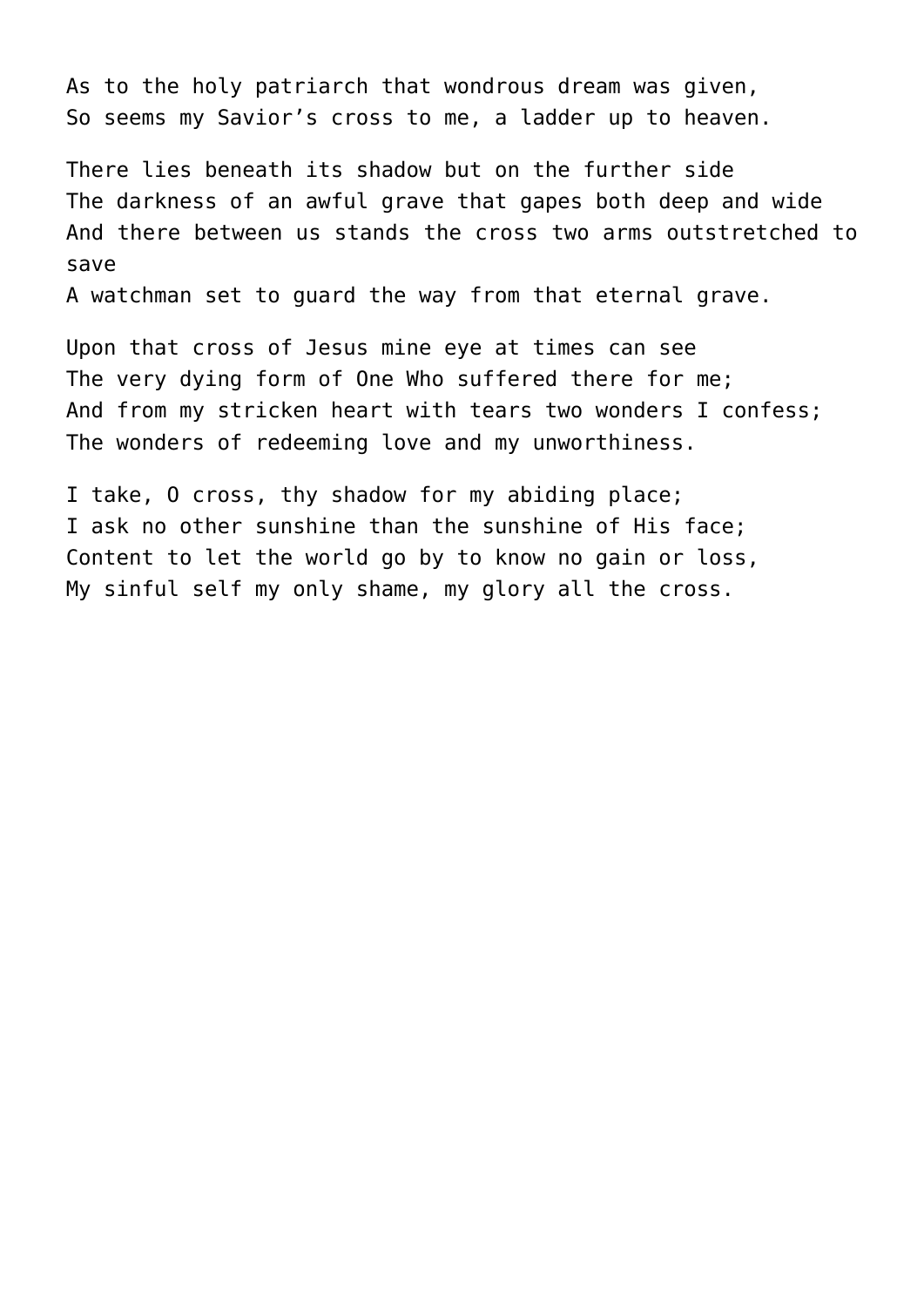As to the holy patriarch that wondrous dream was given,
So seems my Savior's cross to me, a ladder up to heaven.

There lies beneath its shadow but on the further side
The darkness of an awful grave that gapes both deep and wide
And there between us stands the cross two arms outstretched to save
A watchman set to guard the way from that eternal grave.

Upon that cross of Jesus mine eye at times can see
The very dying form of One Who suffered there for me;
And from my stricken heart with tears two wonders I confess;
The wonders of redeeming love and my unworthiness.

I take, O cross, thy shadow for my abiding place;
I ask no other sunshine than the sunshine of His face;
Content to let the world go by to know no gain or loss,
My sinful self my only shame, my glory all the cross.